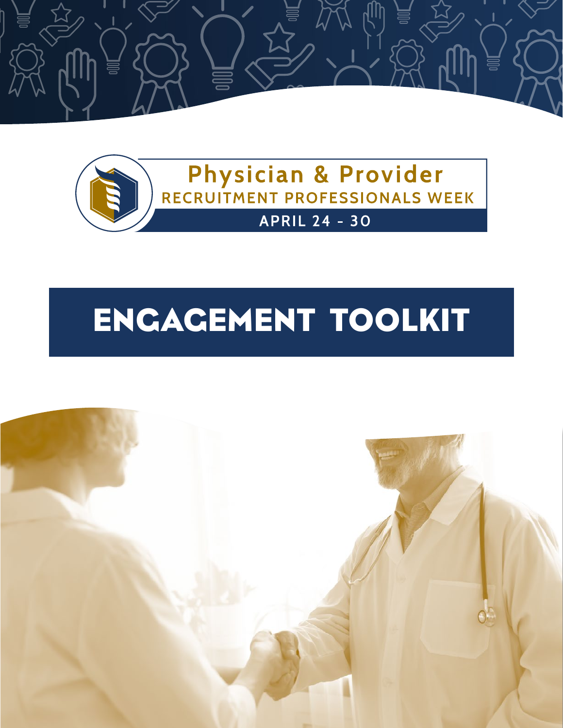# Physician & Provider RECRUITMENT PROFESSIONALS WEEK

APRIL 24 - 30

# ENGAGEMENT TOOLKIT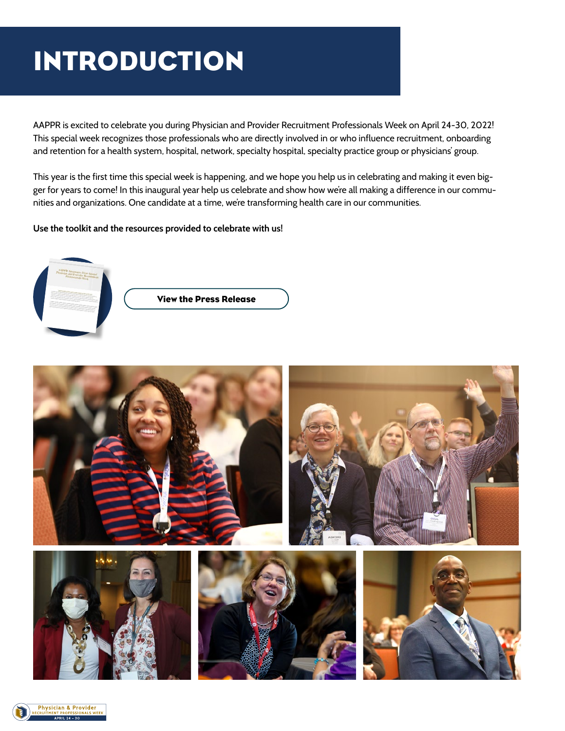# INTRODUCTION

AAPPR is excited to celebrate you during Physician and Provider Recruitment Professionals Week on April 24-30, 2022! This special week recognizes those professionals who are directly involved in or who influence recruitment, onboarding and retention for a health system, hospital, network, specialty hospital, specialty practice group or physicians' group.

This year is the first time this special week is happening, and we hope you help us in celebrating and making it even bigger for years to come! In this inaugural year help us celebrate and show how we're all making a difference in our communities and organizations. One candidate at a time, we're transforming health care in our communities.

**Use the toolkit and the resources provided to celebrate with us!**

**View the Press Release**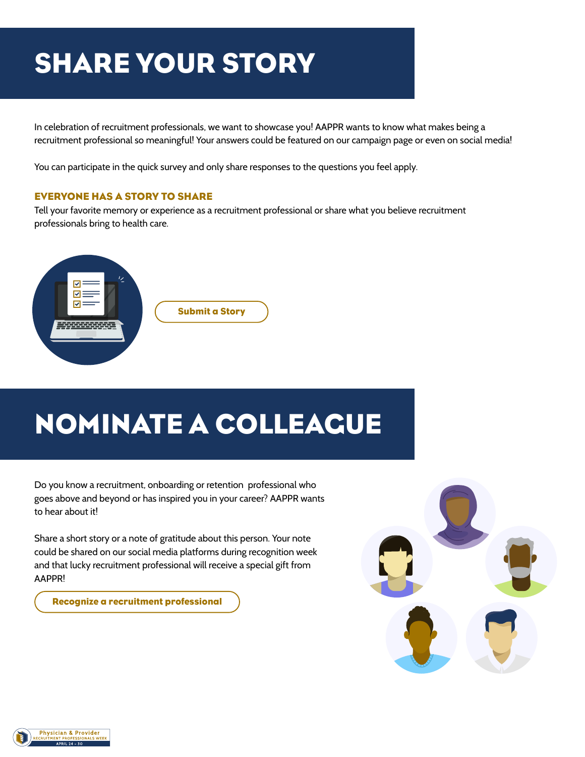# SHARE YOUR STORY

In celebration of recruitment professionals, we want to showcase you! AAPPR wants to know what makes being a recruitment professional so meaningful! Your answers could be featured on our campaign page or even on social media!

You can participate in the quick survey and only share responses to the questions you feel apply.

### EVERYONE HAS A STORY TO SHARE

Tell your favorite memory or experience as a recruitment professional or share what you believe recruitment professionals bring to health care.

**Submit a Story**

# NOMINATE A COLLEAGUE

Do you know a recruitment, onboarding or retention professional who goes above and beyond or has inspired you in your career? AAPPR wants to hear about it!

Share a short story or a note of gratitude about this person. Your note could be shared on our social media platforms during recognition week and that lucky recruitment professional will receive a special gift from AAPPR!

**Recognize a recruitment professional**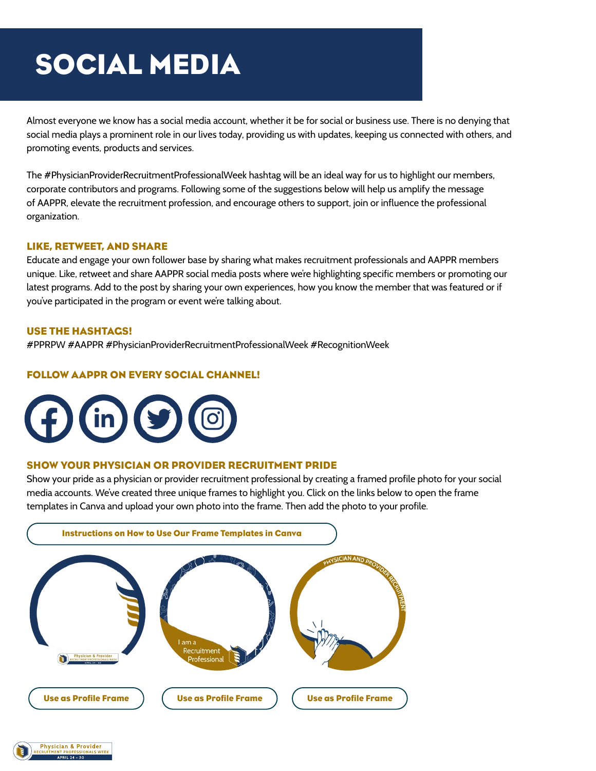# SOCIAL MEDIA

Almost everyone we know has a social media account, whether it be for social or business use. There is no denying that social media plays a prominent role in our lives today, providing us with updates, keeping us connected with others, and promoting events, products and services.

The #PhysicianProviderRecruitmentProfessionalWeek hashtag will be an ideal way for us to highlight our members, corporate contributors and programs. Following some of the suggestions below will help us amplify the message of AAPPR, elevate the recruitment profession, and encourage others to support, join or influence the professional organization.

### LIKE, RETWEET, AND SHARE

Educate and engage your own follower base by sharing what makes recruitment professionals and AAPPR members unique. Like, retweet and share AAPPR social media posts where we're highlighting specific members or promoting our latest programs. Add to the post by sharing your own experiences, how you know the member that was featured or if you've participated in the program or event we're talking about.

### USE THE HASHTAGS!

#PPRPW #AAPPR #PhysicianProviderRecruitmentProfessionalWeek #RecognitionWeek

### FOLLOW AAPPR ON EVERY SOCIAL CHANNEL!

### SHOW YOUR PHYSICIAN OR PROVIDER RECRUITMENT PRIDE

Show your pride as a physician or provider recruitment professional by creating a framed profile photo for your social media accounts. We've created three unique frames to highlight you. Click on the links below to open the frame templates in Canva and upload your own photo into the frame. Then add the photo to your profile.

**Instructions on How to Use Our Frame Templates in Canva**

**Use as Profile Frame** | **Use as Profile Frame** | **Use as Profile Frame**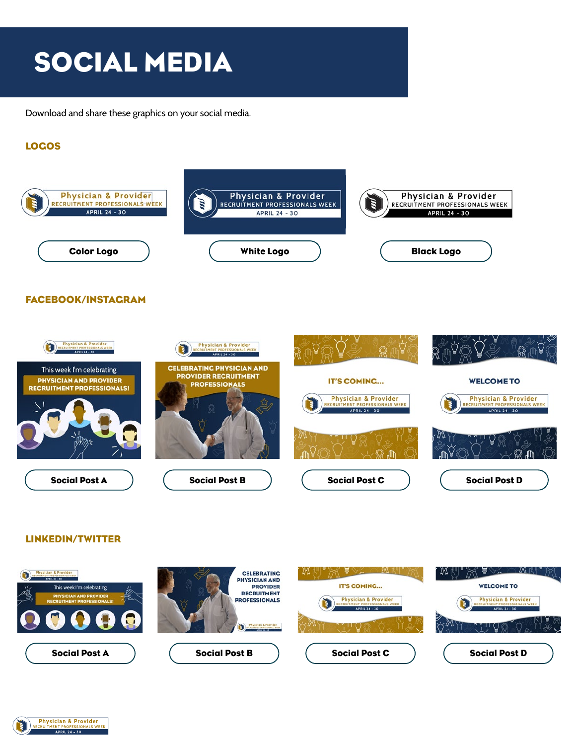# SOCIAL MEDIA

Download and share these graphics on your social media.

## LOGOS

Color Logo

White Logo

Black Logo

## FACEBOOK/INSTAGRAM

Social Post A

Social Post B

Social Post C

Social Post D

## LINKEDIN/TWITTER

Social Post A

Social Post B

Social Post C

Social Post D